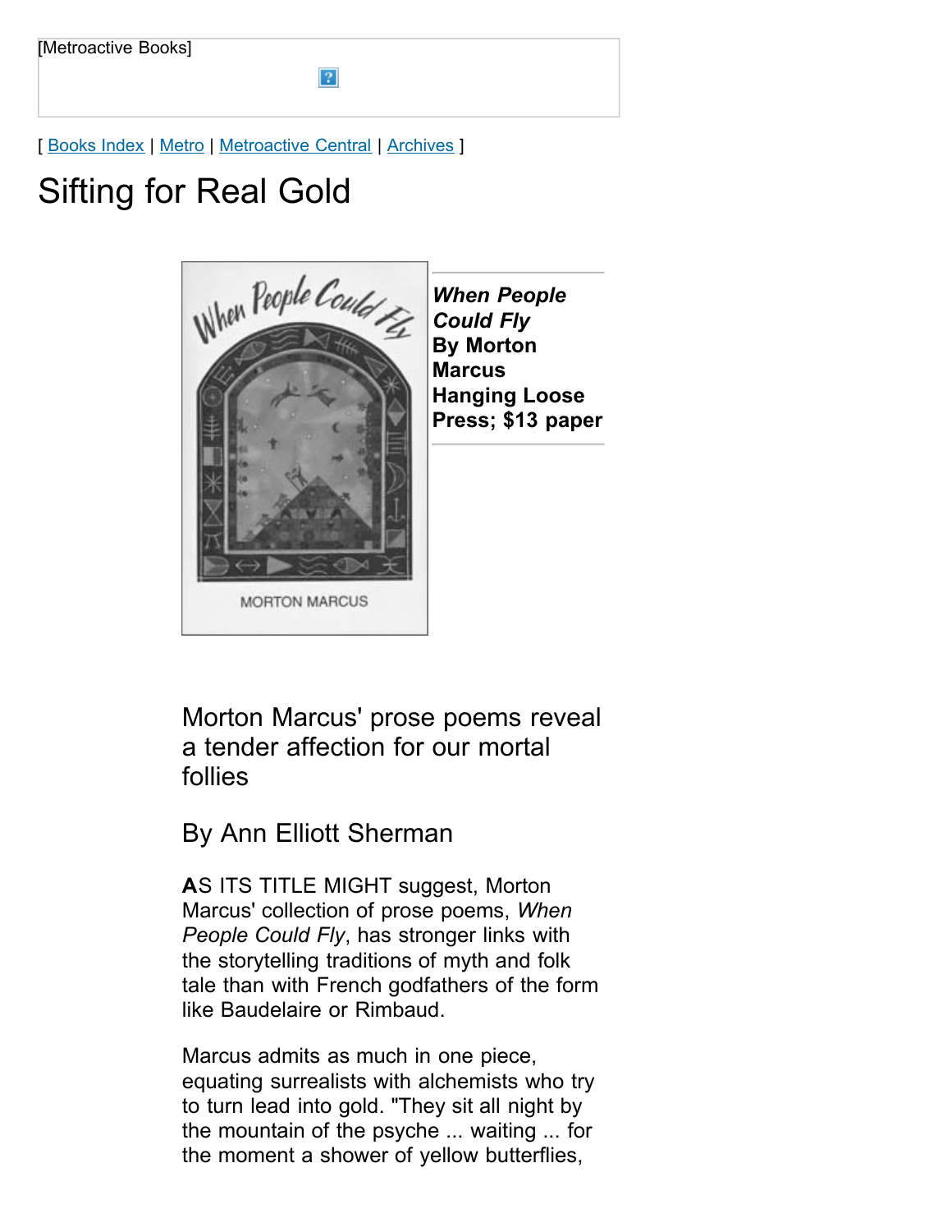[Metroactive Books]

[ Books Index | Metro | Metroactive Central | Archives ]

# Sifting for Real Gold

***When People Could Fly***
**By Morton Marcus**
**Hanging Loose Press; $13 paper**

## Morton Marcus' prose poems reveal a tender affection for our mortal follies

### By Ann Elliott Sherman

**A**S ITS TITLE MIGHT suggest, Morton Marcus' collection of prose poems, *When People Could Fly*, has stronger links with the storytelling traditions of myth and folk tale than with French godfathers of the form like Baudelaire or Rimbaud.

Marcus admits as much in one piece, equating surrealists with alchemists who try to turn lead into gold. "They sit all night by the mountain of the psyche ... waiting ... for the moment a shower of yellow butterflies,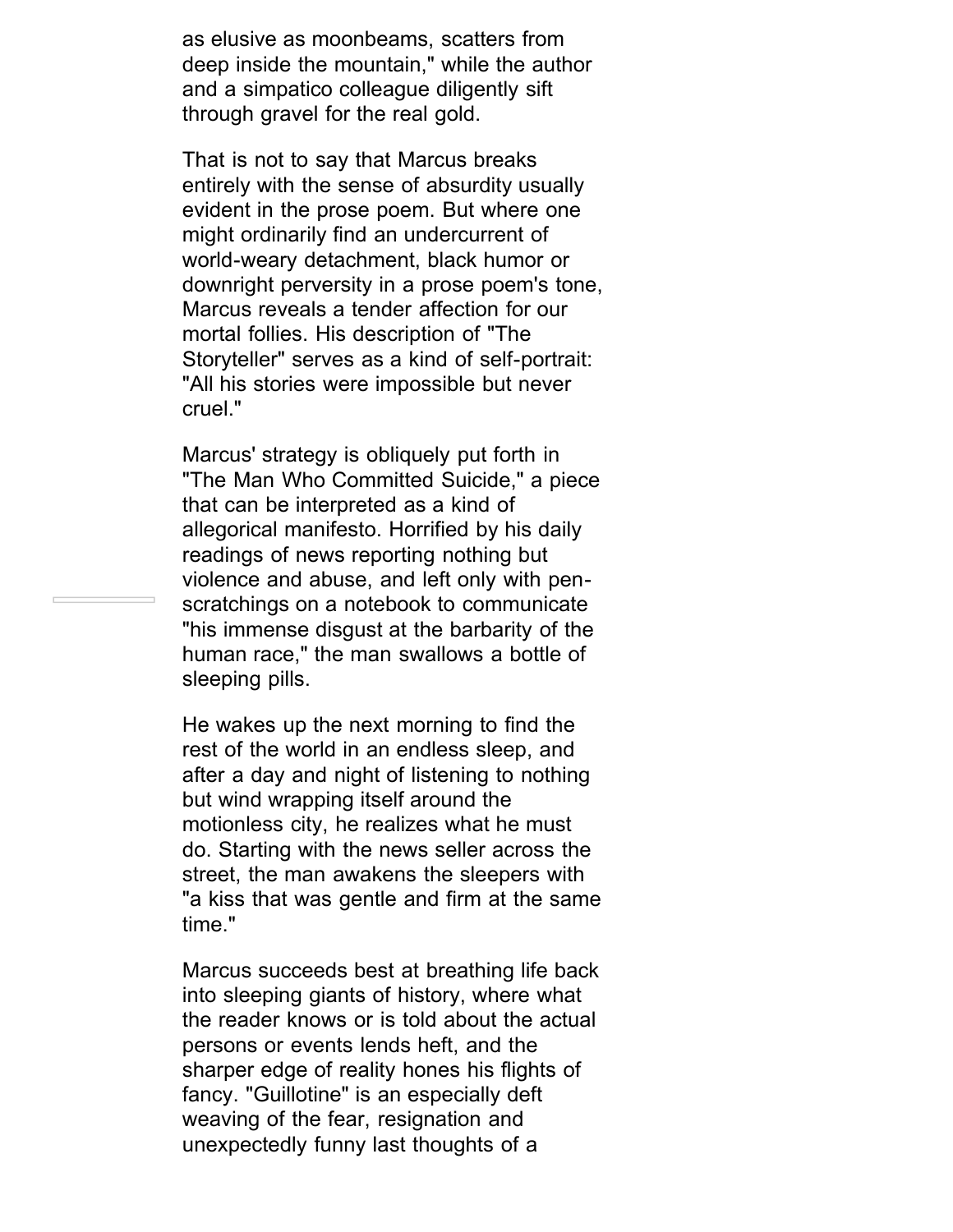as elusive as moonbeams, scatters from deep inside the mountain," while the author and a simpatico colleague diligently sift through gravel for the real gold.

That is not to say that Marcus breaks entirely with the sense of absurdity usually evident in the prose poem. But where one might ordinarily find an undercurrent of world-weary detachment, black humor or downright perversity in a prose poem's tone, Marcus reveals a tender affection for our mortal follies. His description of "The Storyteller" serves as a kind of self-portrait: "All his stories were impossible but never cruel."

Marcus' strategy is obliquely put forth in "The Man Who Committed Suicide," a piece that can be interpreted as a kind of allegorical manifesto. Horrified by his daily readings of news reporting nothing but violence and abuse, and left only with pen-scratchings on a notebook to communicate "his immense disgust at the barbarity of the human race," the man swallows a bottle of sleeping pills.

He wakes up the next morning to find the rest of the world in an endless sleep, and after a day and night of listening to nothing but wind wrapping itself around the motionless city, he realizes what he must do. Starting with the news seller across the street, the man awakens the sleepers with "a kiss that was gentle and firm at the same time."

Marcus succeeds best at breathing life back into sleeping giants of history, where what the reader knows or is told about the actual persons or events lends heft, and the sharper edge of reality hones his flights of fancy. "Guillotine" is an especially deft weaving of the fear, resignation and unexpectedly funny last thoughts of a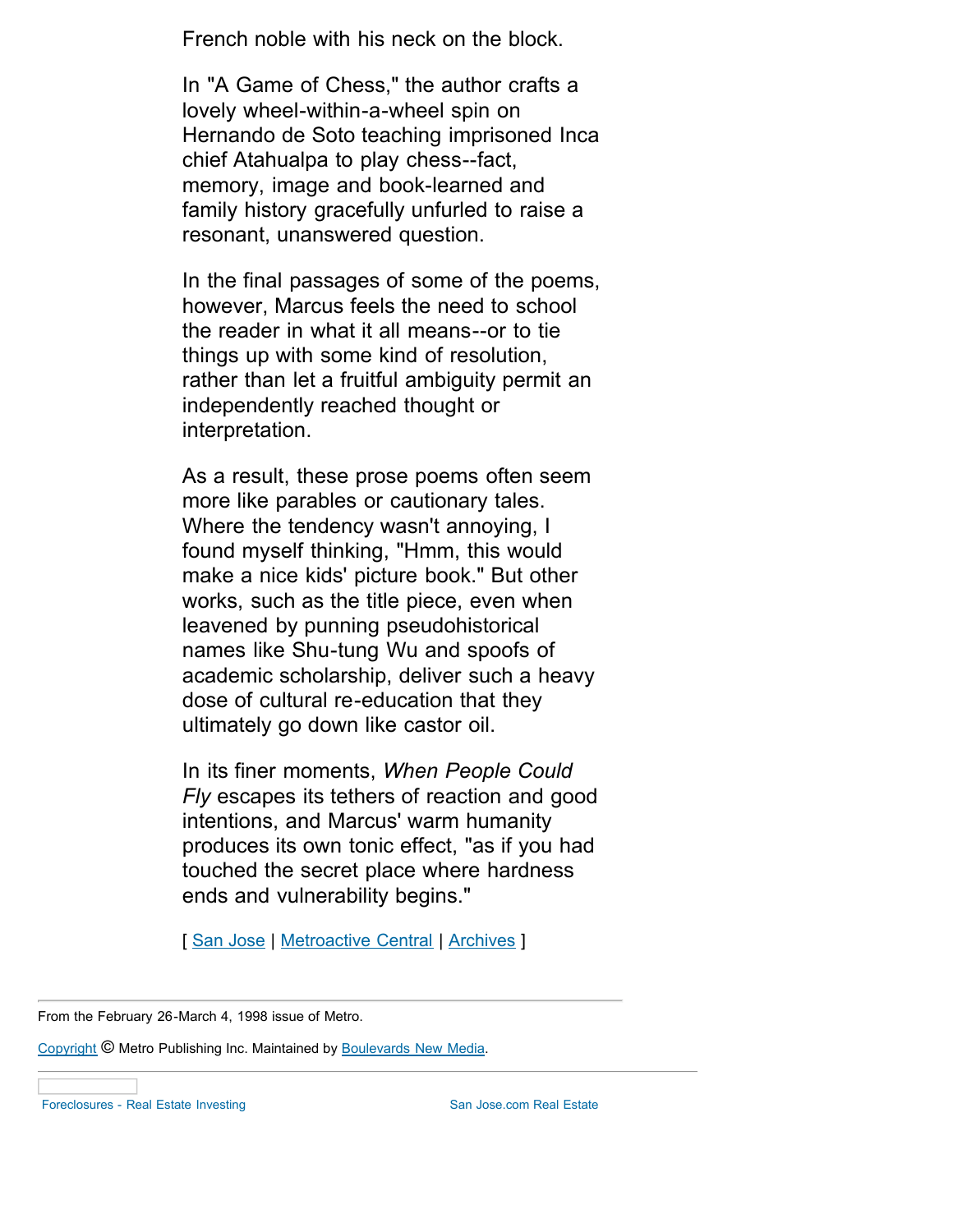French noble with his neck on the block.

In "A Game of Chess," the author crafts a lovely wheel-within-a-wheel spin on Hernando de Soto teaching imprisoned Inca chief Atahualpa to play chess--fact, memory, image and book-learned and family history gracefully unfurled to raise a resonant, unanswered question.

In the final passages of some of the poems, however, Marcus feels the need to school the reader in what it all means--or to tie things up with some kind of resolution, rather than let a fruitful ambiguity permit an independently reached thought or interpretation.

As a result, these prose poems often seem more like parables or cautionary tales. Where the tendency wasn't annoying, I found myself thinking, "Hmm, this would make a nice kids' picture book." But other works, such as the title piece, even when leavened by punning pseudohistorical names like Shu-tung Wu and spoofs of academic scholarship, deliver such a heavy dose of cultural re-education that they ultimately go down like castor oil.

In its finer moments, *When People Could Fly* escapes its tethers of reaction and good intentions, and Marcus' warm humanity produces its own tonic effect, "as if you had touched the secret place where hardness ends and vulnerability begins."

[ San Jose | Metroactive Central | Archives ]

---

From the February 26-March 4, 1998 issue of Metro.

Copyright © Metro Publishing Inc. Maintained by Boulevards New Media.

---

Foreclosures - Real Estate Investing    San Jose.com Real Estate